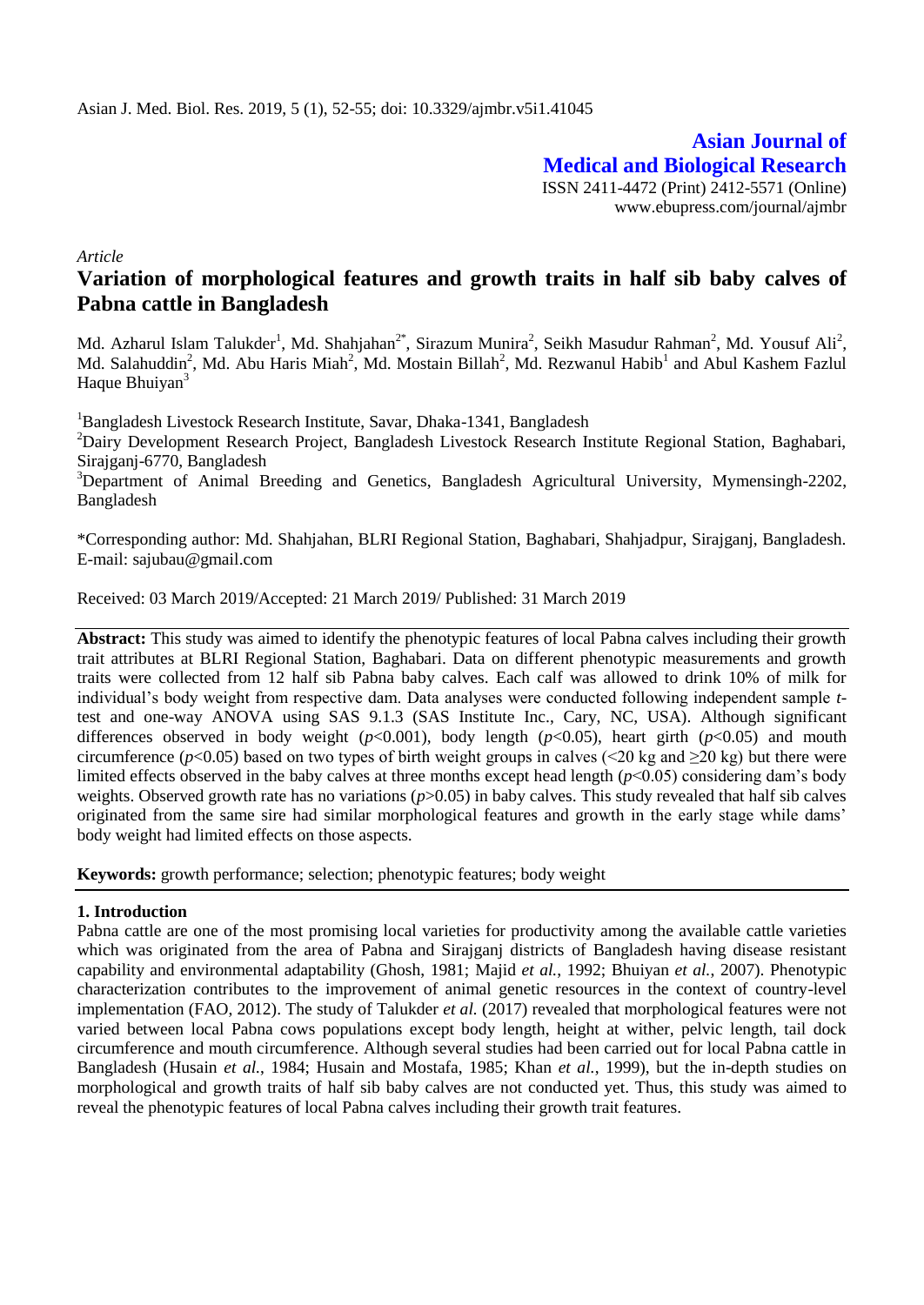Asian J. Med. Biol. Res. 2019, 5 (1), 52-55; doi: 10.3329/ajmbr.v5i1.41045

**Asian Journal of Medical and Biological Research**

ISSN 2411-4472 (Print) 2412-5571 (Online)
www.ebupress.com/journal/ajmbr

*Article*

# Variation of morphological features and growth traits in half sib baby calves of Pabna cattle in Bangladesh

Md. Azharul Islam Talukder[1], Md. Shahjahan[2*], Sirazum Munira[2], Seikh Masudur Rahman[2], Md. Yousuf Ali[2], Md. Salahuddin[2], Md. Abu Haris Miah[2], Md. Mostain Billah[2], Md. Rezwanul Habib[1] and Abul Kashem Fazlul Haque Bhuiyan[3]

[1]Bangladesh Livestock Research Institute, Savar, Dhaka-1341, Bangladesh

[2]Dairy Development Research Project, Bangladesh Livestock Research Institute Regional Station, Baghabari, Sirajganj-6770, Bangladesh

[3]Department of Animal Breeding and Genetics, Bangladesh Agricultural University, Mymensingh-2202, Bangladesh

*Corresponding author: Md. Shahjahan, BLRI Regional Station, Baghabari, Shahjadpur, Sirajganj, Bangladesh. E-mail: sajubau@gmail.com

Received: 03 March 2019/Accepted: 21 March 2019/ Published: 31 March 2019

**Abstract:** This study was aimed to identify the phenotypic features of local Pabna calves including their growth trait attributes at BLRI Regional Station, Baghabari. Data on different phenotypic measurements and growth traits were collected from 12 half sib Pabna baby calves. Each calf was allowed to drink 10% of milk for individual's body weight from respective dam. Data analyses were conducted following independent sample *t*-test and one-way ANOVA using SAS 9.1.3 (SAS Institute Inc., Cary, NC, USA). Although significant differences observed in body weight ($p<0.001$), body length ($p<0.05$), heart girth ($p<0.05$) and mouth circumference ($p<0.05$) based on two types of birth weight groups in calves (<20 kg and ≥20 kg) but there were limited effects observed in the baby calves at three months except head length ($p<0.05$) considering dam's body weights. Observed growth rate has no variations ($p>0.05$) in baby calves. This study revealed that half sib calves originated from the same sire had similar morphological features and growth in the early stage while dams' body weight had limited effects on those aspects.

**Keywords:** growth performance; selection; phenotypic features; body weight

## 1. Introduction

Pabna cattle are one of the most promising local varieties for productivity among the available cattle varieties which was originated from the area of Pabna and Sirajganj districts of Bangladesh having disease resistant capability and environmental adaptability (Ghosh, 1981; Majid *et al.*, 1992; Bhuiyan *et al.*, 2007). Phenotypic characterization contributes to the improvement of animal genetic resources in the context of country-level implementation (FAO, 2012). The study of Talukder *et al.* (2017) revealed that morphological features were not varied between local Pabna cows populations except body length, height at wither, pelvic length, tail dock circumference and mouth circumference. Although several studies had been carried out for local Pabna cattle in Bangladesh (Husain *et al.*, 1984; Husain and Mostafa, 1985; Khan *et al.*, 1999), but the in-depth studies on morphological and growth traits of half sib baby calves are not conducted yet. Thus, this study was aimed to reveal the phenotypic features of local Pabna calves including their growth trait features.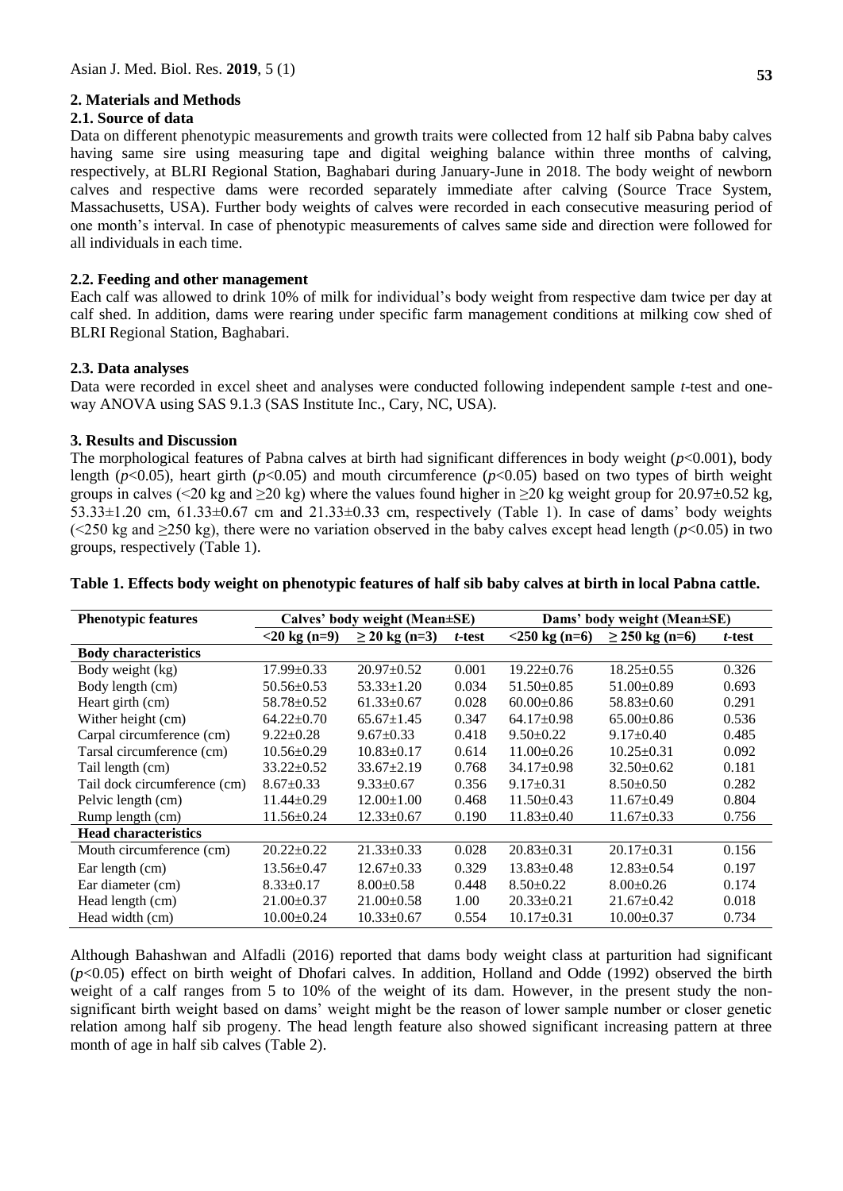## 2. Materials and Methods

### 2.1. Source of data

Data on different phenotypic measurements and growth traits were collected from 12 half sib Pabna baby calves having same sire using measuring tape and digital weighing balance within three months of calving, respectively, at BLRI Regional Station, Baghabari during January-June in 2018. The body weight of newborn calves and respective dams were recorded separately immediate after calving (Source Trace System, Massachusetts, USA). Further body weights of calves were recorded in each consecutive measuring period of one month's interval. In case of phenotypic measurements of calves same side and direction were followed for all individuals in each time.

### 2.2. Feeding and other management

Each calf was allowed to drink 10% of milk for individual's body weight from respective dam twice per day at calf shed. In addition, dams were rearing under specific farm management conditions at milking cow shed of BLRI Regional Station, Baghabari.

### 2.3. Data analyses

Data were recorded in excel sheet and analyses were conducted following independent sample *t*-test and one-way ANOVA using SAS 9.1.3 (SAS Institute Inc., Cary, NC, USA).

## 3. Results and Discussion

The morphological features of Pabna calves at birth had significant differences in body weight ($p$<0.001), body length ($p$<0.05), heart girth ($p$<0.05) and mouth circumference ($p$<0.05) based on two types of birth weight groups in calves (<20 kg and ≥20 kg) where the values found higher in ≥20 kg weight group for 20.97±0.52 kg, 53.33±1.20 cm, 61.33±0.67 cm and 21.33±0.33 cm, respectively (Table 1). In case of dams' body weights (<250 kg and ≥250 kg), there were no variation observed in the baby calves except head length ($p$<0.05) in two groups, respectively (Table 1).

**Table 1. Effects body weight on phenotypic features of half sib baby calves at birth in local Pabna cattle.**

| Phenotypic features | Calves' body weight (Mean±SE) | | | Dams' body weight (Mean±SE) | | |
|---|---|---|---|---|---|---|
| | <20 kg (n=9) | ≥ 20 kg (n=3) | *t*-test | <250 kg (n=6) | ≥ 250 kg (n=6) | *t*-test |
| **Body characteristics** | | | | | | |
| Body weight (kg) | 17.99±0.33 | 20.97±0.52 | 0.001 | 19.22±0.76 | 18.25±0.55 | 0.326 |
| Body length (cm) | 50.56±0.53 | 53.33±1.20 | 0.034 | 51.50±0.85 | 51.00±0.89 | 0.693 |
| Heart girth (cm) | 58.78±0.52 | 61.33±0.67 | 0.028 | 60.00±0.86 | 58.83±0.60 | 0.291 |
| Wither height (cm) | 64.22±0.70 | 65.67±1.45 | 0.347 | 64.17±0.98 | 65.00±0.86 | 0.536 |
| Carpal circumference (cm) | 9.22±0.28 | 9.67±0.33 | 0.418 | 9.50±0.22 | 9.17±0.40 | 0.485 |
| Tarsal circumference (cm) | 10.56±0.29 | 10.83±0.17 | 0.614 | 11.00±0.26 | 10.25±0.31 | 0.092 |
| Tail length (cm) | 33.22±0.52 | 33.67±2.19 | 0.768 | 34.17±0.98 | 32.50±0.62 | 0.181 |
| Tail dock circumference (cm) | 8.67±0.33 | 9.33±0.67 | 0.356 | 9.17±0.31 | 8.50±0.50 | 0.282 |
| Pelvic length (cm) | 11.44±0.29 | 12.00±1.00 | 0.468 | 11.50±0.43 | 11.67±0.49 | 0.804 |
| Rump length (cm) | 11.56±0.24 | 12.33±0.67 | 0.190 | 11.83±0.40 | 11.67±0.33 | 0.756 |
| **Head characteristics** | | | | | | |
| Mouth circumference (cm) | 20.22±0.22 | 21.33±0.33 | 0.028 | 20.83±0.31 | 20.17±0.31 | 0.156 |
| Ear length (cm) | 13.56±0.47 | 12.67±0.33 | 0.329 | 13.83±0.48 | 12.83±0.54 | 0.197 |
| Ear diameter (cm) | 8.33±0.17 | 8.00±0.58 | 0.448 | 8.50±0.22 | 8.00±0.26 | 0.174 |
| Head length (cm) | 21.00±0.37 | 21.00±0.58 | 1.00 | 20.33±0.21 | 21.67±0.42 | 0.018 |
| Head width (cm) | 10.00±0.24 | 10.33±0.67 | 0.554 | 10.17±0.31 | 10.00±0.37 | 0.734 |

Although Bahashwan and Alfadli (2016) reported that dams body weight class at parturition had significant ($p$<0.05) effect on birth weight of Dhofari calves. In addition, Holland and Odde (1992) observed the birth weight of a calf ranges from 5 to 10% of the weight of its dam. However, in the present study the non-significant birth weight based on dams' weight might be the reason of lower sample number or closer genetic relation among half sib progeny. The head length feature also showed significant increasing pattern at three month of age in half sib calves (Table 2).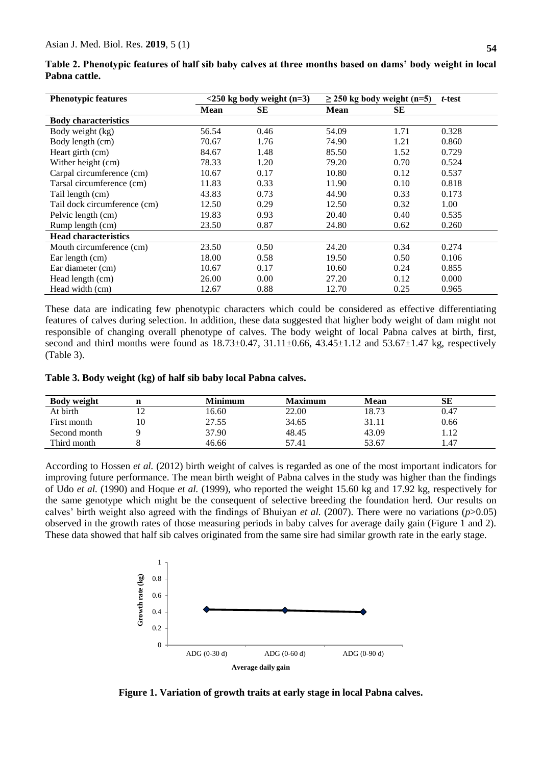**Table 2. Phenotypic features of half sib baby calves at three months based on dams' body weight in local Pabna cattle.**

| Phenotypic features | <250 kg body weight (n=3) | | ≥ 250 kg body weight (n=5) | | *t*-test |
|---|---|---|---|---|---|
| | Mean | SE | Mean | SE | |
| **Body characteristics** | | | | | |
| Body weight (kg) | 56.54 | 0.46 | 54.09 | 1.71 | 0.328 |
| Body length (cm) | 70.67 | 1.76 | 74.90 | 1.21 | 0.860 |
| Heart girth (cm) | 84.67 | 1.48 | 85.50 | 1.52 | 0.729 |
| Wither height (cm) | 78.33 | 1.20 | 79.20 | 0.70 | 0.524 |
| Carpal circumference (cm) | 10.67 | 0.17 | 10.80 | 0.12 | 0.537 |
| Tarsal circumference (cm) | 11.83 | 0.33 | 11.90 | 0.10 | 0.818 |
| Tail length (cm) | 43.83 | 0.73 | 44.90 | 0.33 | 0.173 |
| Tail dock circumference (cm) | 12.50 | 0.29 | 12.50 | 0.32 | 1.00 |
| Pelvic length (cm) | 19.83 | 0.93 | 20.40 | 0.40 | 0.535 |
| Rump length (cm) | 23.50 | 0.87 | 24.80 | 0.62 | 0.260 |
| **Head characteristics** | | | | | |
| Mouth circumference (cm) | 23.50 | 0.50 | 24.20 | 0.34 | 0.274 |
| Ear length (cm) | 18.00 | 0.58 | 19.50 | 0.50 | 0.106 |
| Ear diameter (cm) | 10.67 | 0.17 | 10.60 | 0.24 | 0.855 |
| Head length (cm) | 26.00 | 0.00 | 27.20 | 0.12 | 0.000 |
| Head width (cm) | 12.67 | 0.88 | 12.70 | 0.25 | 0.965 |

These data are indicating few phenotypic characters which could be considered as effective differentiating features of calves during selection. In addition, these data suggested that higher body weight of dam might not responsible of changing overall phenotype of calves. The body weight of local Pabna calves at birth, first, second and third months were found as 18.73±0.47, 31.11±0.66, 43.45±1.12 and 53.67±1.47 kg, respectively (Table 3).

**Table 3. Body weight (kg) of half sib baby local Pabna calves.**

| Body weight | n | Minimum | Maximum | Mean | SE |
|---|---|---|---|---|---|
| At birth | 12 | 16.60 | 22.00 | 18.73 | 0.47 |
| First month | 10 | 27.55 | 34.65 | 31.11 | 0.66 |
| Second month | 9 | 37.90 | 48.45 | 43.09 | 1.12 |
| Third month | 8 | 46.66 | 57.41 | 53.67 | 1.47 |

According to Hossen *et al.* (2012) birth weight of calves is regarded as one of the most important indicators for improving future performance. The mean birth weight of Pabna calves in the study was higher than the findings of Udo *et al.* (1990) and Hoque *et al.* (1999), who reported the weight 15.60 kg and 17.92 kg, respectively for the same genotype which might be the consequent of selective breeding the foundation herd. Our results on calves' birth weight also agreed with the findings of Bhuiyan *et al.* (2007). There were no variations ($p$>0.05) observed in the growth rates of those measuring periods in baby calves for average daily gain (Figure 1 and 2). These data showed that half sib calves originated from the same sire had similar growth rate in the early stage.

**Figure 1. Variation of growth traits at early stage in local Pabna calves.**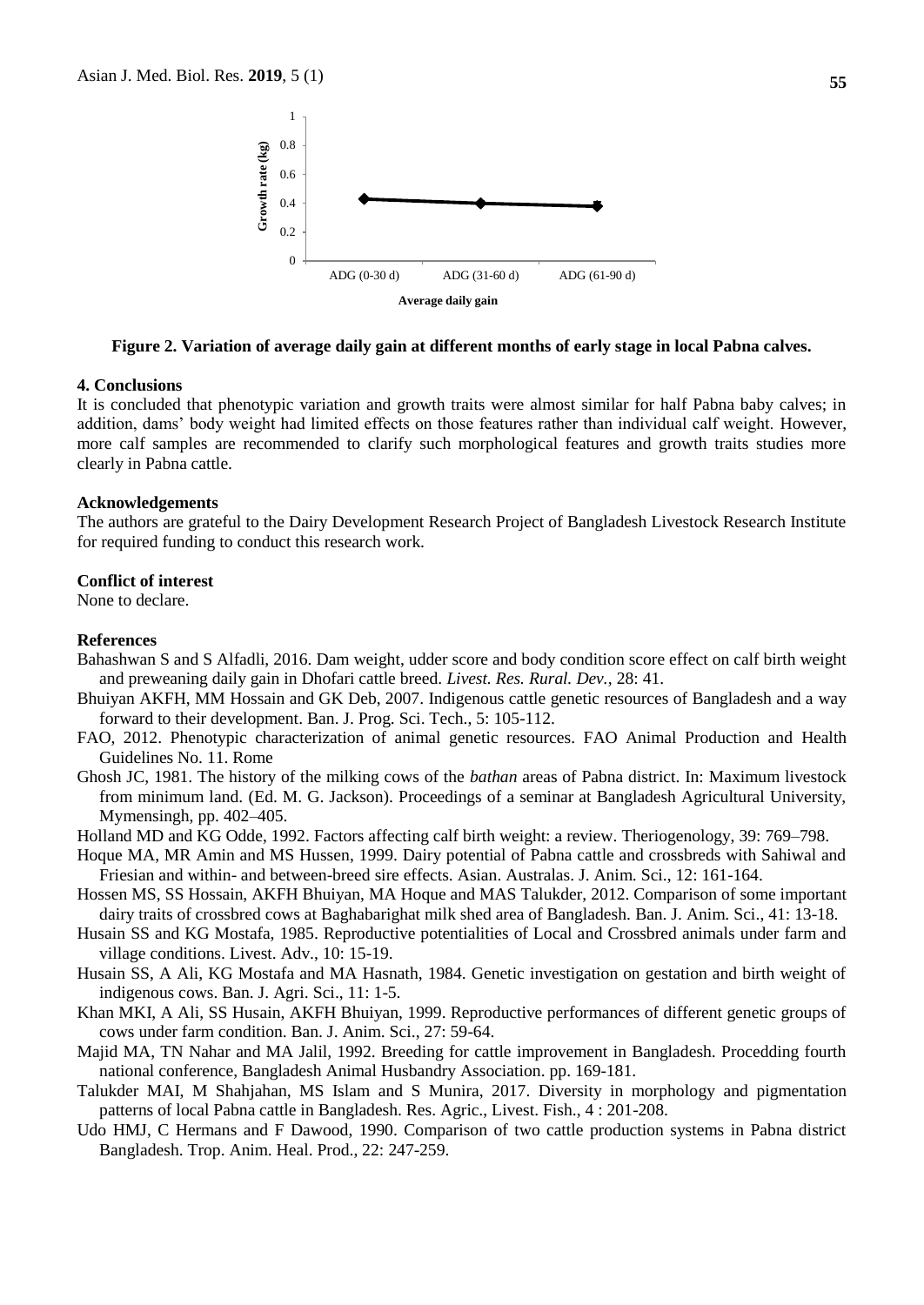1

0.8

0.6

0.4

0.2

0

Growth rate (kg)

ADG (0-30 d)

ADG (31-60 d)

ADG (61-90 d)

Average daily gain

**Figure 2. Variation of average daily gain at different months of early stage in local Pabna calves.**

## 4. Conclusions

It is concluded that phenotypic variation and growth traits were almost similar for half Pabna baby calves; in addition, dams' body weight had limited effects on those features rather than individual calf weight. However, more calf samples are recommended to clarify such morphological features and growth traits studies more clearly in Pabna cattle.

## Acknowledgements

The authors are grateful to the Dairy Development Research Project of Bangladesh Livestock Research Institute for required funding to conduct this research work.

## Conflict of interest

None to declare.

## References

Bahashwan S and S Alfadli, 2016. Dam weight, udder score and body condition score effect on calf birth weight and preweaning daily gain in Dhofari cattle breed. *Livest. Res. Rural. Dev.*, 28: 41.

Bhuiyan AKFH, MM Hossain and GK Deb, 2007. Indigenous cattle genetic resources of Bangladesh and a way forward to their development. Ban. J. Prog. Sci. Tech., 5: 105-112.

FAO, 2012. Phenotypic characterization of animal genetic resources. FAO Animal Production and Health Guidelines No. 11. Rome

Ghosh JC, 1981. The history of the milking cows of the *bathan* areas of Pabna district. In: Maximum livestock from minimum land. (Ed. M. G. Jackson). Proceedings of a seminar at Bangladesh Agricultural University, Mymensingh, pp. 402–405.

Holland MD and KG Odde, 1992. Factors affecting calf birth weight: a review. Theriogenology, 39: 769–798.

Hoque MA, MR Amin and MS Hussen, 1999. Dairy potential of Pabna cattle and crossbreds with Sahiwal and Friesian and within- and between-breed sire effects. Asian. Australas. J. Anim. Sci., 12: 161-164.

Hossen MS, SS Hossain, AKFH Bhuiyan, MA Hoque and MAS Talukder, 2012. Comparison of some important dairy traits of crossbred cows at Baghabarighat milk shed area of Bangladesh. Ban. J. Anim. Sci., 41: 13-18.

Husain SS and KG Mostafa, 1985. Reproductive potentialities of Local and Crossbred animals under farm and village conditions. Livest. Adv., 10: 15-19.

Husain SS, A Ali, KG Mostafa and MA Hasnath, 1984. Genetic investigation on gestation and birth weight of indigenous cows. Ban. J. Agri. Sci., 11: 1-5.

Khan MKI, A Ali, SS Husain, AKFH Bhuiyan, 1999. Reproductive performances of different genetic groups of cows under farm condition. Ban. J. Anim. Sci., 27: 59-64.

Majid MA, TN Nahar and MA Jalil, 1992. Breeding for cattle improvement in Bangladesh. Procedding fourth national conference, Bangladesh Animal Husbandry Association. pp. 169-181.

Talukder MAI, M Shahjahan, MS Islam and S Munira, 2017. Diversity in morphology and pigmentation patterns of local Pabna cattle in Bangladesh. Res. Agric., Livest. Fish., 4 : 201-208.

Udo HMJ, C Hermans and F Dawood, 1990. Comparison of two cattle production systems in Pabna district Bangladesh. Trop. Anim. Heal. Prod., 22: 247-259.